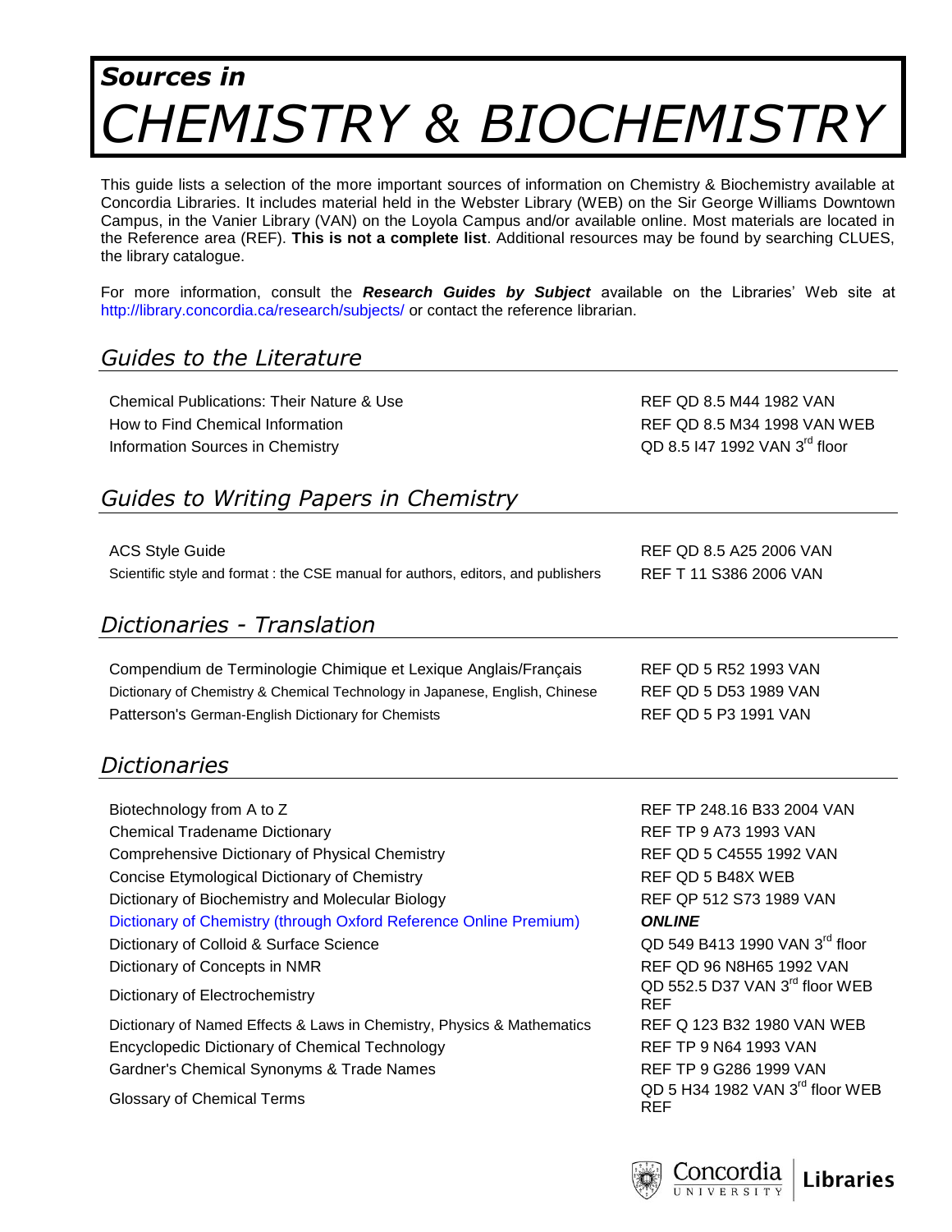# *Sources in* *CHEMISTRY & BIOCHEMISTRY*

This guide lists a selection of the more important sources of information on Chemistry & Biochemistry available at Concordia Libraries. It includes material held in the Webster Library (WEB) on the Sir George Williams Downtown Campus, in the Vanier Library (VAN) on the Loyola Campus and/or available online. Most materials are located in the Reference area (REF). **This is not a complete list**. Additional resources may be found by searching CLUES, the library catalogue.

For more information, consult the ***Research Guides by Subject*** available on the Libraries' Web site at http://library.concordia.ca/research/subjects/ or contact the reference librarian.

## *Guides to the Literature*

| | |
|---|---|
| Chemical Publications: Their Nature & Use | REF QD 8.5 M44 1982 VAN |
| How to Find Chemical Information | REF QD 8.5 M34 1998 VAN WEB |
| Information Sources in Chemistry | QD 8.5 I47 1992 VAN 3rd floor |

## *Guides to Writing Papers in Chemistry*

| | |
|---|---|
| ACS Style Guide | REF QD 8.5 A25 2006 VAN |
| Scientific style and format : the CSE manual for authors, editors, and publishers | REF T 11 S386 2006 VAN |

## *Dictionaries - Translation*

| | |
|---|---|
| Compendium de Terminologie Chimique et Lexique Anglais/Français | REF QD 5 R52 1993 VAN |
| Dictionary of Chemistry & Chemical Technology in Japanese, English, Chinese | REF QD 5 D53 1989 VAN |
| Patterson's German-English Dictionary for Chemists | REF QD 5 P3 1991 VAN |

## *Dictionaries*

| | |
|---|---|
| Biotechnology from A to Z | REF TP 248.16 B33 2004 VAN |
| Chemical Tradename Dictionary | REF TP 9 A73 1993 VAN |
| Comprehensive Dictionary of Physical Chemistry | REF QD 5 C4555 1992 VAN |
| Concise Etymological Dictionary of Chemistry | REF QD 5 B48X WEB |
| Dictionary of Biochemistry and Molecular Biology | REF QP 512 S73 1989 VAN |
| Dictionary of Chemistry (through Oxford Reference Online Premium) | ***ONLINE*** |
| Dictionary of Colloid & Surface Science | QD 549 B413 1990 VAN 3rd floor |
| Dictionary of Concepts in NMR | REF QD 96 N8H65 1992 VAN |
| Dictionary of Electrochemistry | QD 552.5 D37 VAN 3rd floor WEB REF |
| Dictionary of Named Effects & Laws in Chemistry, Physics & Mathematics | REF Q 123 B32 1980 VAN WEB |
| Encyclopedic Dictionary of Chemical Technology | REF TP 9 N64 1993 VAN |
| Gardner's Chemical Synonyms & Trade Names | REF TP 9 G286 1999 VAN |
| Glossary of Chemical Terms | QD 5 H34 1982 VAN 3rd floor WEB REF |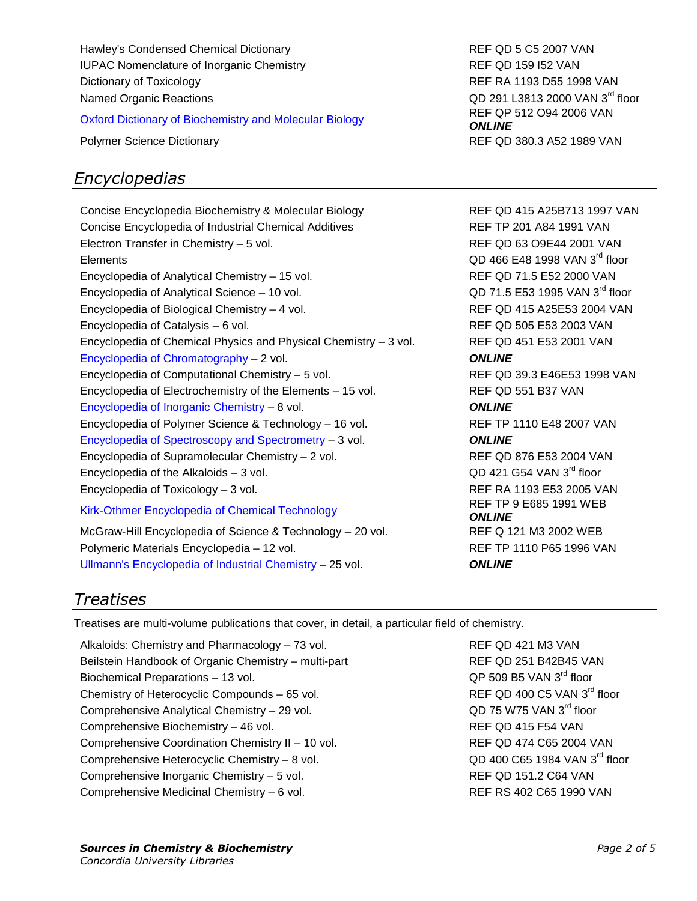| | |
|---|---|
| Hawley's Condensed Chemical Dictionary | REF QD 5 C5 2007 VAN |
| IUPAC Nomenclature of Inorganic Chemistry | REF QD 159 I52 VAN |
| Dictionary of Toxicology | REF RA 1193 D55 1998 VAN |
| Named Organic Reactions | QD 291 L3813 2000 VAN 3rd floor |
| Oxford Dictionary of Biochemistry and Molecular Biology | REF QP 512 O94 2006 VAN **_ONLINE_** |
| Polymer Science Dictionary | REF QD 380.3 A52 1989 VAN |

## *Encyclopedias*

| | |
|---|---|
| Concise Encyclopedia Biochemistry & Molecular Biology | REF QD 415 A25B713 1997 VAN |
| Concise Encyclopedia of Industrial Chemical Additives | REF TP 201 A84 1991 VAN |
| Electron Transfer in Chemistry – 5 vol. | REF QD 63 O9E44 2001 VAN |
| Elements | QD 466 E48 1998 VAN 3rd floor |
| Encyclopedia of Analytical Chemistry – 15 vol. | REF QD 71.5 E52 2000 VAN |
| Encyclopedia of Analytical Science – 10 vol. | QD 71.5 E53 1995 VAN 3rd floor |
| Encyclopedia of Biological Chemistry – 4 vol. | REF QD 415 A25E53 2004 VAN |
| Encyclopedia of Catalysis – 6 vol. | REF QD 505 E53 2003 VAN |
| Encyclopedia of Chemical Physics and Physical Chemistry – 3 vol. | REF QD 451 E53 2001 VAN |
| Encyclopedia of Chromatography – 2 vol. | **_ONLINE_** |
| Encyclopedia of Computational Chemistry – 5 vol. | REF QD 39.3 E46E53 1998 VAN |
| Encyclopedia of Electrochemistry of the Elements – 15 vol. | REF QD 551 B37 VAN |
| Encyclopedia of Inorganic Chemistry – 8 vol. | **_ONLINE_** |
| Encyclopedia of Polymer Science & Technology – 16 vol. | REF TP 1110 E48 2007 VAN |
| Encyclopedia of Spectroscopy and Spectrometry – 3 vol. | **_ONLINE_** |
| Encyclopedia of Supramolecular Chemistry – 2 vol. | REF QD 876 E53 2004 VAN |
| Encyclopedia of the Alkaloids – 3 vol. | QD 421 G54 VAN 3rd floor |
| Encyclopedia of Toxicology – 3 vol. | REF RA 1193 E53 2005 VAN |
| Kirk-Othmer Encyclopedia of Chemical Technology | REF TP 9 E685 1991 WEB **_ONLINE_** |
| McGraw-Hill Encyclopedia of Science & Technology – 20 vol. | REF Q 121 M3 2002 WEB |
| Polymeric Materials Encyclopedia – 12 vol. | REF TP 1110 P65 1996 VAN |
| Ullmann's Encyclopedia of Industrial Chemistry – 25 vol. | **_ONLINE_** |

## *Treatises*

Treatises are multi-volume publications that cover, in detail, a particular field of chemistry.

| | |
|---|---|
| Alkaloids: Chemistry and Pharmacology – 73 vol. | REF QD 421 M3 VAN |
| Beilstein Handbook of Organic Chemistry – multi-part | REF QD 251 B42B45 VAN |
| Biochemical Preparations – 13 vol. | QP 509 B5 VAN 3rd floor |
| Chemistry of Heterocyclic Compounds – 65 vol. | REF QD 400 C5 VAN 3rd floor |
| Comprehensive Analytical Chemistry – 29 vol. | QD 75 W75 VAN 3rd floor |
| Comprehensive Biochemistry – 46 vol. | REF QD 415 F54 VAN |
| Comprehensive Coordination Chemistry II – 10 vol. | REF QD 474 C65 2004 VAN |
| Comprehensive Heterocyclic Chemistry – 8 vol. | QD 400 C65 1984 VAN 3rd floor |
| Comprehensive Inorganic Chemistry – 5 vol. | REF QD 151.2 C64 VAN |
| Comprehensive Medicinal Chemistry – 6 vol. | REF RS 402 C65 1990 VAN |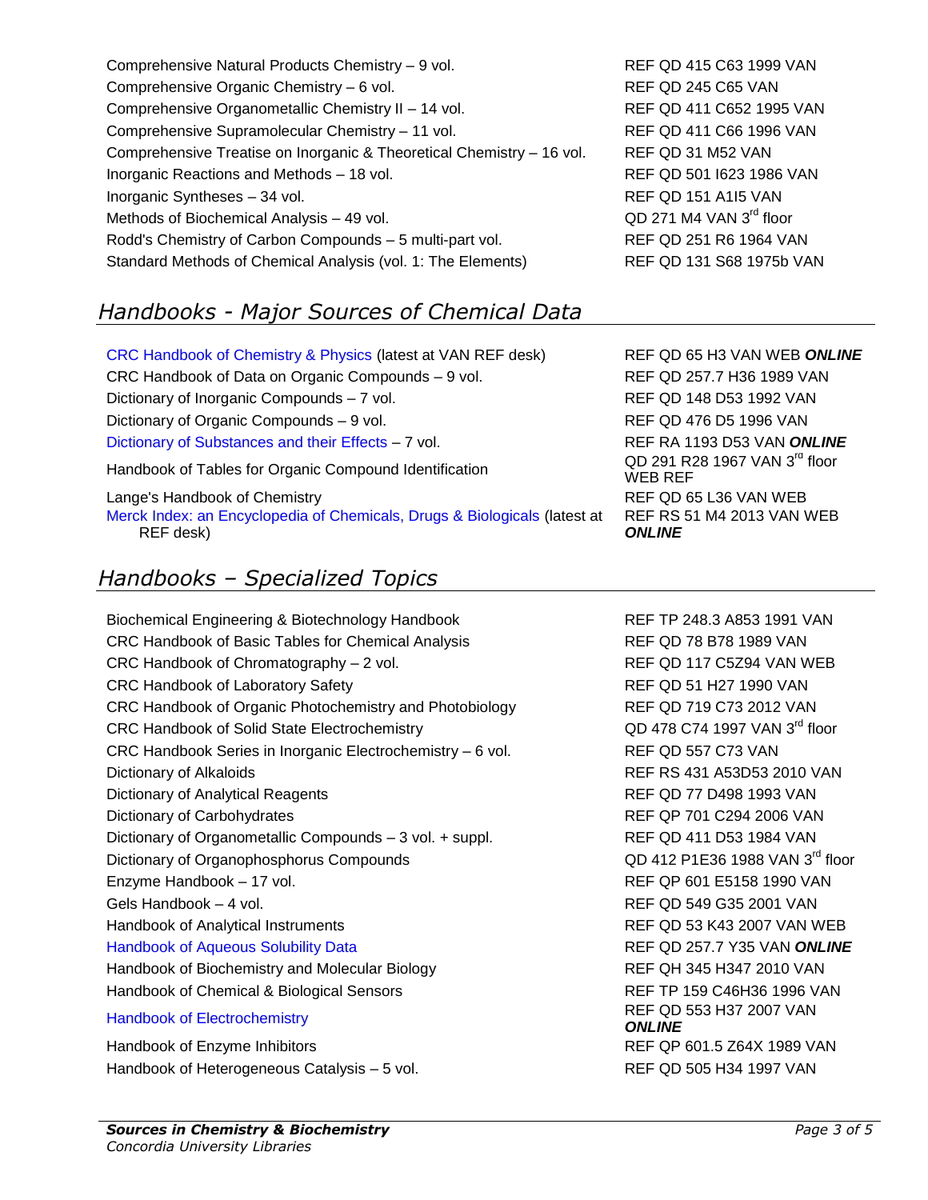| | |
|---|---|
| Comprehensive Natural Products Chemistry – 9 vol. | REF QD 415 C63 1999 VAN |
| Comprehensive Organic Chemistry – 6 vol. | REF QD 245 C65 VAN |
| Comprehensive Organometallic Chemistry II – 14 vol. | REF QD 411 C652 1995 VAN |
| Comprehensive Supramolecular Chemistry – 11 vol. | REF QD 411 C66 1996 VAN |
| Comprehensive Treatise on Inorganic & Theoretical Chemistry – 16 vol. | REF QD 31 M52 VAN |
| Inorganic Reactions and Methods – 18 vol. | REF QD 501 I623 1986 VAN |
| Inorganic Syntheses – 34 vol. | REF QD 151 A1I5 VAN |
| Methods of Biochemical Analysis – 49 vol. | QD 271 M4 VAN 3rd floor |
| Rodd's Chemistry of Carbon Compounds – 5 multi-part vol. | REF QD 251 R6 1964 VAN |
| Standard Methods of Chemical Analysis (vol. 1: The Elements) | REF QD 131 S68 1975b VAN |

## *Handbooks - Major Sources of Chemical Data*

| | |
|---|---|
| CRC Handbook of Chemistry & Physics (latest at VAN REF desk) | REF QD 65 H3 VAN WEB ***ONLINE*** |
| CRC Handbook of Data on Organic Compounds – 9 vol. | REF QD 257.7 H36 1989 VAN |
| Dictionary of Inorganic Compounds – 7 vol. | REF QD 148 D53 1992 VAN |
| Dictionary of Organic Compounds – 9 vol. | REF QD 476 D5 1996 VAN |
| Dictionary of Substances and their Effects – 7 vol. | REF RA 1193 D53 VAN ***ONLINE*** |
| Handbook of Tables for Organic Compound Identification | QD 291 R28 1967 VAN 3rd floor WEB REF |
| Lange's Handbook of Chemistry | REF QD 65 L36 VAN WEB |
| Merck Index: an Encyclopedia of Chemicals, Drugs & Biologicals (latest at REF desk) | REF RS 51 M4 2013 VAN WEB ***ONLINE*** |

## *Handbooks – Specialized Topics*

| | |
|---|---|
| Biochemical Engineering & Biotechnology Handbook | REF TP 248.3 A853 1991 VAN |
| CRC Handbook of Basic Tables for Chemical Analysis | REF QD 78 B78 1989 VAN |
| CRC Handbook of Chromatography – 2 vol. | REF QD 117 C5Z94 VAN WEB |
| CRC Handbook of Laboratory Safety | REF QD 51 H27 1990 VAN |
| CRC Handbook of Organic Photochemistry and Photobiology | REF QD 719 C73 2012 VAN |
| CRC Handbook of Solid State Electrochemistry | QD 478 C74 1997 VAN 3rd floor |
| CRC Handbook Series in Inorganic Electrochemistry – 6 vol. | REF QD 557 C73 VAN |
| Dictionary of Alkaloids | REF RS 431 A53D53 2010 VAN |
| Dictionary of Analytical Reagents | REF QD 77 D498 1993 VAN |
| Dictionary of Carbohydrates | REF QP 701 C294 2006 VAN |
| Dictionary of Organometallic Compounds – 3 vol. + suppl. | REF QD 411 D53 1984 VAN |
| Dictionary of Organophosphorus Compounds | QD 412 P1E36 1988 VAN 3rd floor |
| Enzyme Handbook – 17 vol. | REF QP 601 E5158 1990 VAN |
| Gels Handbook – 4 vol. | REF QD 549 G35 2001 VAN |
| Handbook of Analytical Instruments | REF QD 53 K43 2007 VAN WEB |
| Handbook of Aqueous Solubility Data | REF QD 257.7 Y35 VAN ***ONLINE*** |
| Handbook of Biochemistry and Molecular Biology | REF QH 345 H347 2010 VAN |
| Handbook of Chemical & Biological Sensors | REF TP 159 C46H36 1996 VAN |
| Handbook of Electrochemistry | REF QD 553 H37 2007 VAN ***ONLINE*** |
| Handbook of Enzyme Inhibitors | REF QP 601.5 Z64X 1989 VAN |
| Handbook of Heterogeneous Catalysis – 5 vol. | REF QD 505 H34 1997 VAN |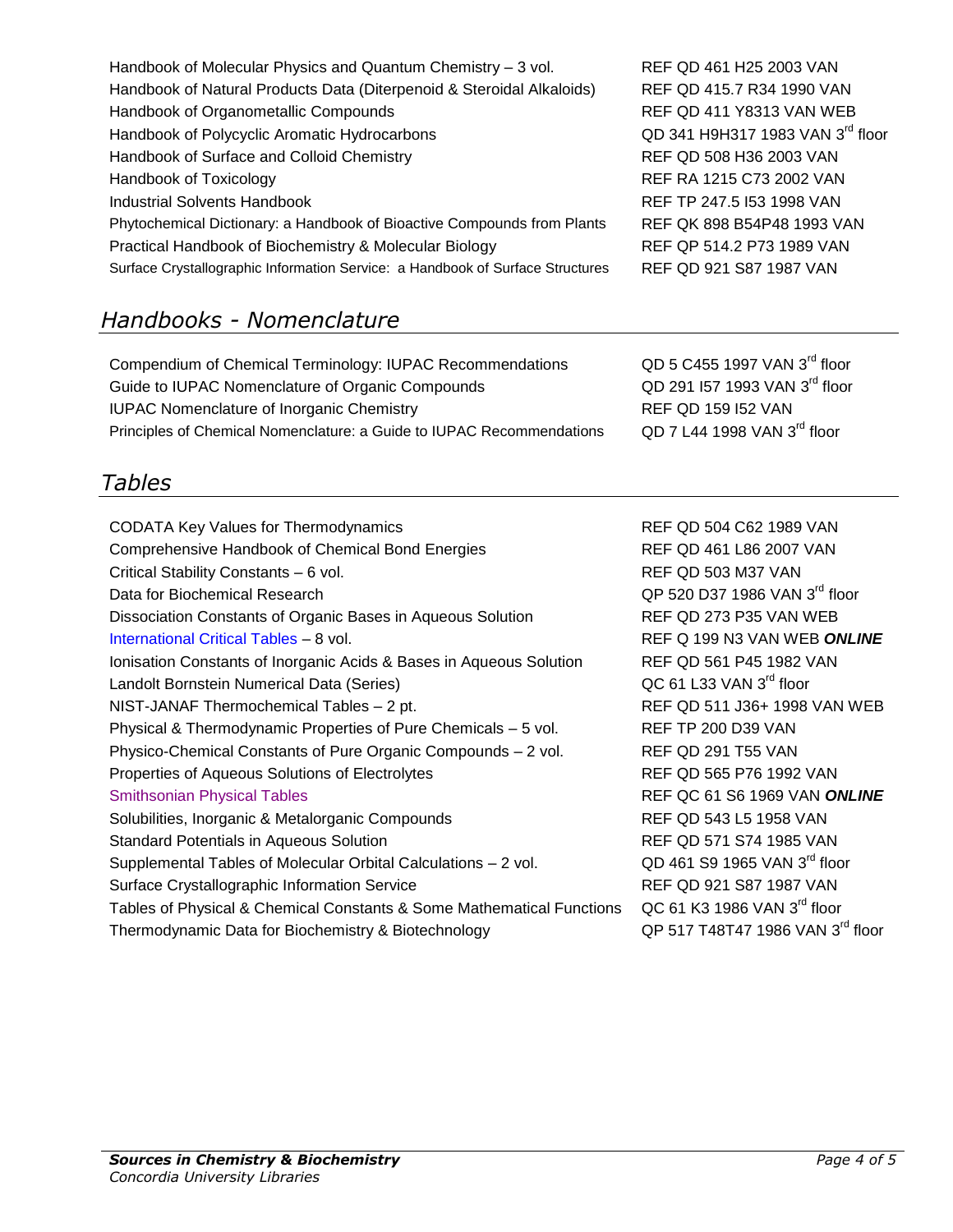| | |
|---|---|
| Handbook of Molecular Physics and Quantum Chemistry – 3 vol. | REF QD 461 H25 2003 VAN |
| Handbook of Natural Products Data (Diterpenoid & Steroidal Alkaloids) | REF QD 415.7 R34 1990 VAN |
| Handbook of Organometallic Compounds | REF QD 411 Y8313 VAN WEB |
| Handbook of Polycyclic Aromatic Hydrocarbons | QD 341 H9H317 1983 VAN 3rd floor |
| Handbook of Surface and Colloid Chemistry | REF QD 508 H36 2003 VAN |
| Handbook of Toxicology | REF RA 1215 C73 2002 VAN |
| Industrial Solvents Handbook | REF TP 247.5 I53 1998 VAN |
| Phytochemical Dictionary: a Handbook of Bioactive Compounds from Plants | REF QK 898 B54P48 1993 VAN |
| Practical Handbook of Biochemistry & Molecular Biology | REF QP 514.2 P73 1989 VAN |
| Surface Crystallographic Information Service: a Handbook of Surface Structures | REF QD 921 S87 1987 VAN |

## *Handbooks - Nomenclature*

| | |
|---|---|
| Compendium of Chemical Terminology: IUPAC Recommendations | QD 5 C455 1997 VAN 3rd floor |
| Guide to IUPAC Nomenclature of Organic Compounds | QD 291 I57 1993 VAN 3rd floor |
| IUPAC Nomenclature of Inorganic Chemistry | REF QD 159 I52 VAN |
| Principles of Chemical Nomenclature: a Guide to IUPAC Recommendations | QD 7 L44 1998 VAN 3rd floor |

## *Tables*

| | |
|---|---|
| CODATA Key Values for Thermodynamics | REF QD 504 C62 1989 VAN |
| Comprehensive Handbook of Chemical Bond Energies | REF QD 461 L86 2007 VAN |
| Critical Stability Constants – 6 vol. | REF QD 503 M37 VAN |
| Data for Biochemical Research | QP 520 D37 1986 VAN 3rd floor |
| Dissociation Constants of Organic Bases in Aqueous Solution | REF QD 273 P35 VAN WEB |
| International Critical Tables – 8 vol. | REF Q 199 N3 VAN WEB ***ONLINE*** |
| Ionisation Constants of Inorganic Acids & Bases in Aqueous Solution | REF QD 561 P45 1982 VAN |
| Landolt Bornstein Numerical Data (Series) | QC 61 L33 VAN 3rd floor |
| NIST-JANAF Thermochemical Tables – 2 pt. | REF QD 511 J36+ 1998 VAN WEB |
| Physical & Thermodynamic Properties of Pure Chemicals – 5 vol. | REF TP 200 D39 VAN |
| Physico-Chemical Constants of Pure Organic Compounds – 2 vol. | REF QD 291 T55 VAN |
| Properties of Aqueous Solutions of Electrolytes | REF QD 565 P76 1992 VAN |
| Smithsonian Physical Tables | REF QC 61 S6 1969 VAN ***ONLINE*** |
| Solubilities, Inorganic & Metalorganic Compounds | REF QD 543 L5 1958 VAN |
| Standard Potentials in Aqueous Solution | REF QD 571 S74 1985 VAN |
| Supplemental Tables of Molecular Orbital Calculations – 2 vol. | QD 461 S9 1965 VAN 3rd floor |
| Surface Crystallographic Information Service | REF QD 921 S87 1987 VAN |
| Tables of Physical & Chemical Constants & Some Mathematical Functions | QC 61 K3 1986 VAN 3rd floor |
| Thermodynamic Data for Biochemistry & Biotechnology | QP 517 T48T47 1986 VAN 3rd floor |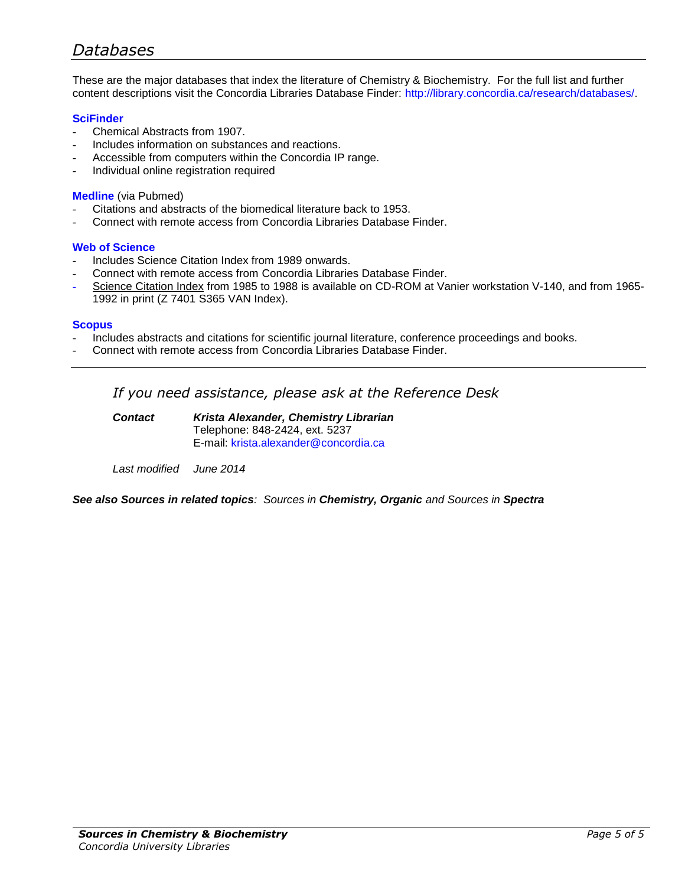## *Databases*

These are the major databases that index the literature of Chemistry & Biochemistry. For the full list and further content descriptions visit the Concordia Libraries Database Finder: http://library.concordia.ca/research/databases/.

**SciFinder**

- Chemical Abstracts from 1907.
- Includes information on substances and reactions.
- Accessible from computers within the Concordia IP range.
- Individual online registration required

**Medline** (via Pubmed)

- Citations and abstracts of the biomedical literature back to 1953.
- Connect with remote access from Concordia Libraries Database Finder.

**Web of Science**

- Includes Science Citation Index from 1989 onwards.
- Connect with remote access from Concordia Libraries Database Finder.
- Science Citation Index from 1985 to 1988 is available on CD-ROM at Vanier workstation V-140, and from 1965-1992 in print (Z 7401 S365 VAN Index).

**Scopus**

- Includes abstracts and citations for scientific journal literature, conference proceedings and books.
- Connect with remote access from Concordia Libraries Database Finder.

---

*If you need assistance, please ask at the Reference Desk*

***Contact*** ***Krista Alexander, Chemistry Librarian***
Telephone: 848-2424, ext. 5237
E-mail: krista.alexander@concordia.ca

*Last modified June 2014*

***See also Sources in related topics**: Sources in **Chemistry, Organic** and Sources in **Spectra***